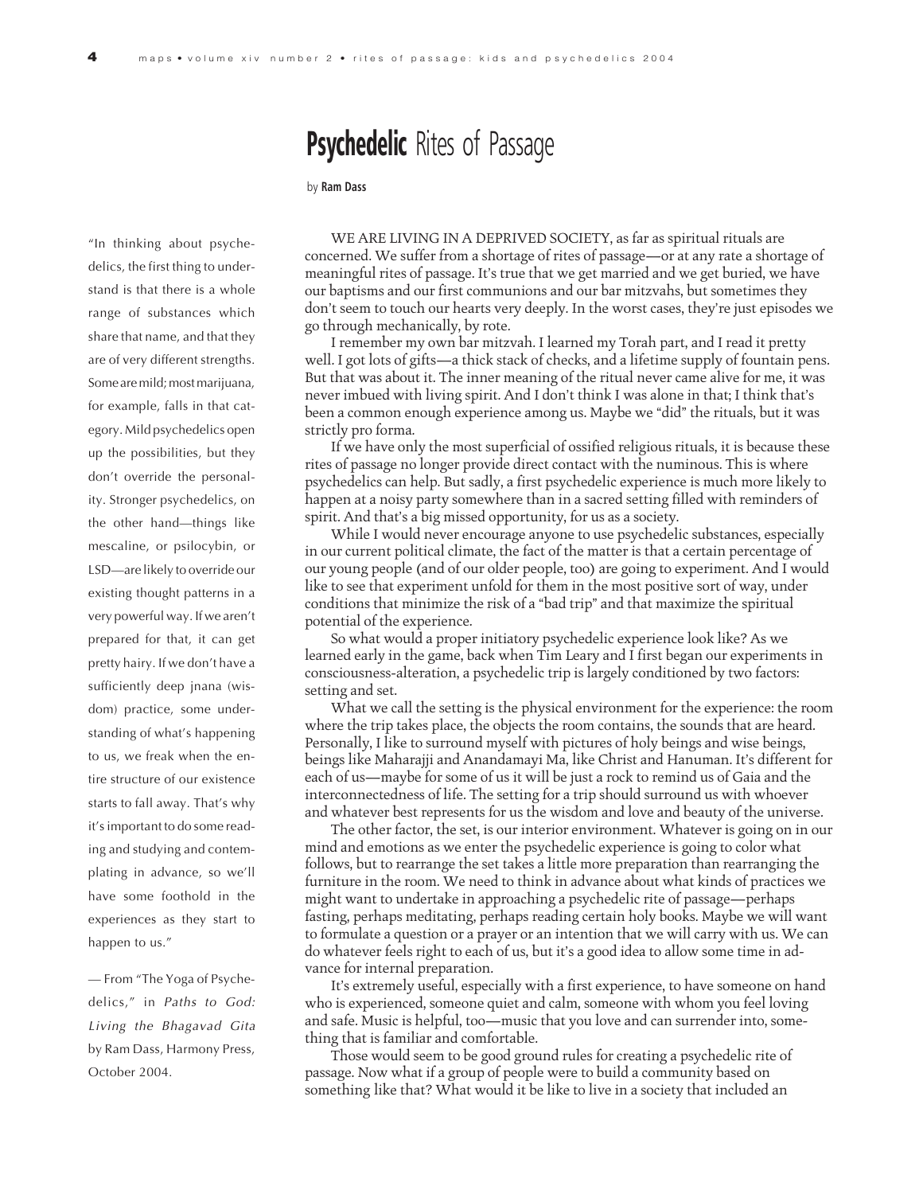# **Psychedelic** Rites of Passage

by **Ram Dass**

> "In thinking about psychedelics, the first thing to understand is that there is a whole range of substances which share that name, and that they are of very different strengths. Some are mild; most marijuana, for example, falls in that category. Mild psychedelics open up the possibilities, but they don't override the personality. Stronger psychedelics, on the other hand—things like mescaline, or psilocybin, or LSD—are likely to override our existing thought patterns in a very powerful way. If we aren't prepared for that, it can get pretty hairy. If we don't have a sufficiently deep jnana (wisdom) practice, some understanding of what's happening to us, we freak when the entire structure of our existence starts to fall away. That's why it's important to do some reading and studying and contemplating in advance, so we'll have some foothold in the experiences as they start to happen to us."
>
> — From "The Yoga of Psychedelics," in *Paths to God: Living the Bhagavad Gita* by Ram Dass, Harmony Press, October 2004.

WE ARE LIVING IN A DEPRIVED SOCIETY, as far as spiritual rituals are concerned. We suffer from a shortage of rites of passage—or at any rate a shortage of meaningful rites of passage. It's true that we get married and we get buried, we have our baptisms and our first communions and our bar mitzvahs, but sometimes they don't seem to touch our hearts very deeply. In the worst cases, they're just episodes we go through mechanically, by rote.

I remember my own bar mitzvah. I learned my Torah part, and I read it pretty well. I got lots of gifts—a thick stack of checks, and a lifetime supply of fountain pens. But that was about it. The inner meaning of the ritual never came alive for me, it was never imbued with living spirit. And I don't think I was alone in that; I think that's been a common enough experience among us. Maybe we "did" the rituals, but it was strictly pro forma.

If we have only the most superficial of ossified religious rituals, it is because these rites of passage no longer provide direct contact with the numinous. This is where psychedelics can help. But sadly, a first psychedelic experience is much more likely to happen at a noisy party somewhere than in a sacred setting filled with reminders of spirit. And that's a big missed opportunity, for us as a society.

While I would never encourage anyone to use psychedelic substances, especially in our current political climate, the fact of the matter is that a certain percentage of our young people (and of our older people, too) are going to experiment. And I would like to see that experiment unfold for them in the most positive sort of way, under conditions that minimize the risk of a "bad trip" and that maximize the spiritual potential of the experience.

So what would a proper initiatory psychedelic experience look like? As we learned early in the game, back when Tim Leary and I first began our experiments in consciousness-alteration, a psychedelic trip is largely conditioned by two factors: setting and set.

What we call the setting is the physical environment for the experience: the room where the trip takes place, the objects the room contains, the sounds that are heard. Personally, I like to surround myself with pictures of holy beings and wise beings, beings like Maharajji and Anandamayi Ma, like Christ and Hanuman. It's different for each of us—maybe for some of us it will be just a rock to remind us of Gaia and the interconnectedness of life. The setting for a trip should surround us with whoever and whatever best represents for us the wisdom and love and beauty of the universe.

The other factor, the set, is our interior environment. Whatever is going on in our mind and emotions as we enter the psychedelic experience is going to color what follows, but to rearrange the set takes a little more preparation than rearranging the furniture in the room. We need to think in advance about what kinds of practices we might want to undertake in approaching a psychedelic rite of passage—perhaps fasting, perhaps meditating, perhaps reading certain holy books. Maybe we will want to formulate a question or a prayer or an intention that we will carry with us. We can do whatever feels right to each of us, but it's a good idea to allow some time in advance for internal preparation.

It's extremely useful, especially with a first experience, to have someone on hand who is experienced, someone quiet and calm, someone with whom you feel loving and safe. Music is helpful, too—music that you love and can surrender into, something that is familiar and comfortable.

Those would seem to be good ground rules for creating a psychedelic rite of passage. Now what if a group of people were to build a community based on something like that? What would it be like to live in a society that included an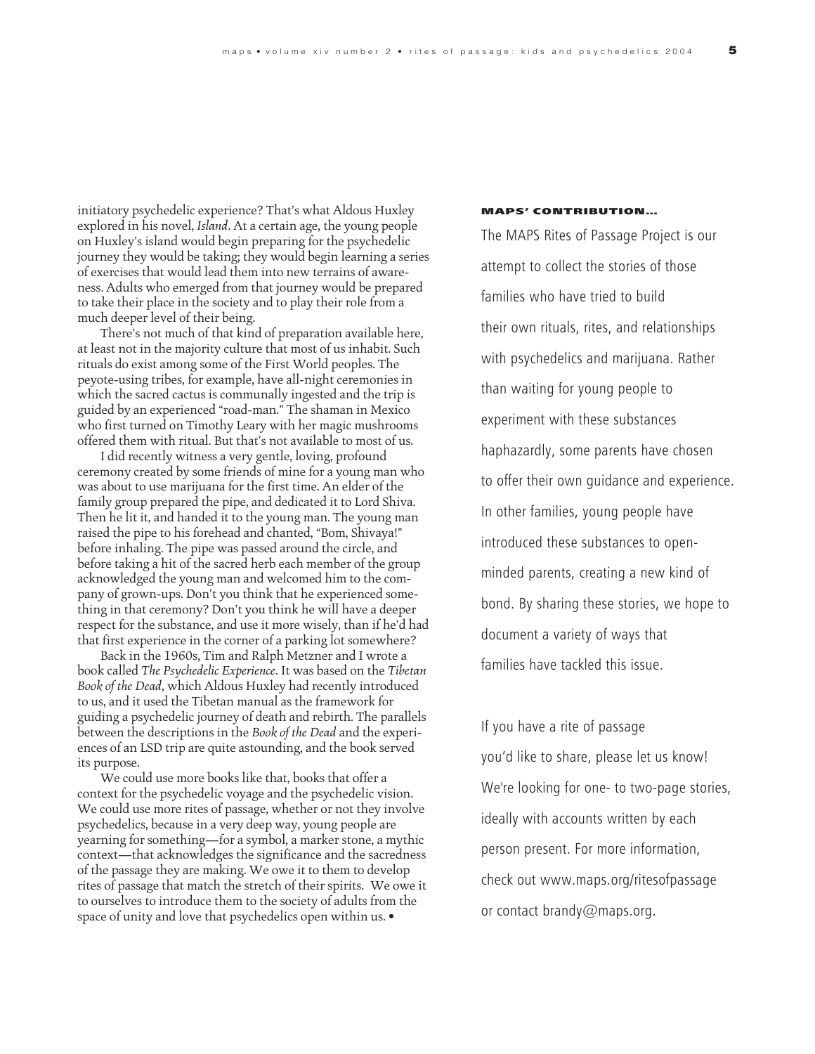initiatory psychedelic experience? That's what Aldous Huxley explored in his novel, *Island*. At a certain age, the young people on Huxley's island would begin preparing for the psychedelic journey they would be taking; they would begin learning a series of exercises that would lead them into new terrains of awareness. Adults who emerged from that journey would be prepared to take their place in the society and to play their role from a much deeper level of their being.

There's not much of that kind of preparation available here, at least not in the majority culture that most of us inhabit. Such rituals do exist among some of the First World peoples. The peyote-using tribes, for example, have all-night ceremonies in which the sacred cactus is communally ingested and the trip is guided by an experienced "road-man." The shaman in Mexico who first turned on Timothy Leary with her magic mushrooms offered them with ritual. But that's not available to most of us.

I did recently witness a very gentle, loving, profound ceremony created by some friends of mine for a young man who was about to use marijuana for the first time. An elder of the family group prepared the pipe, and dedicated it to Lord Shiva. Then he lit it, and handed it to the young man. The young man raised the pipe to his forehead and chanted, "Bom, Shivaya!" before inhaling. The pipe was passed around the circle, and before taking a hit of the sacred herb each member of the group acknowledged the young man and welcomed him to the company of grown-ups. Don't you think that he experienced something in that ceremony? Don't you think he will have a deeper respect for the substance, and use it more wisely, than if he'd had that first experience in the corner of a parking lot somewhere?

Back in the 1960s, Tim and Ralph Metzner and I wrote a book called *The Psychedelic Experience*. It was based on the *Tibetan Book of the Dead*, which Aldous Huxley had recently introduced to us, and it used the Tibetan manual as the framework for guiding a psychedelic journey of death and rebirth. The parallels between the descriptions in the *Book of the Dead* and the experiences of an LSD trip are quite astounding, and the book served its purpose.

We could use more books like that, books that offer a context for the psychedelic voyage and the psychedelic vision. We could use more rites of passage, whether or not they involve psychedelics, because in a very deep way, young people are yearning for something—for a symbol, a marker stone, a mythic context—that acknowledges the significance and the sacredness of the passage they are making. We owe it to them to develop rites of passage that match the stretch of their spirits. We owe it to ourselves to introduce them to the society of adults from the space of unity and love that psychedelics open within us. •

**MAPS' CONTRIBUTION...**

The MAPS Rites of Passage Project is our attempt to collect the stories of those families who have tried to build their own rituals, rites, and relationships with psychedelics and marijuana. Rather than waiting for young people to experiment with these substances haphazardly, some parents have chosen to offer their own guidance and experience. In other families, young people have introduced these substances to open-minded parents, creating a new kind of bond. By sharing these stories, we hope to document a variety of ways that families have tackled this issue.

If you have a rite of passage you'd like to share, please let us know! We're looking for one- to two-page stories, ideally with accounts written by each person present. For more information, check out www.maps.org/ritesofpassage or contact brandy@maps.org.